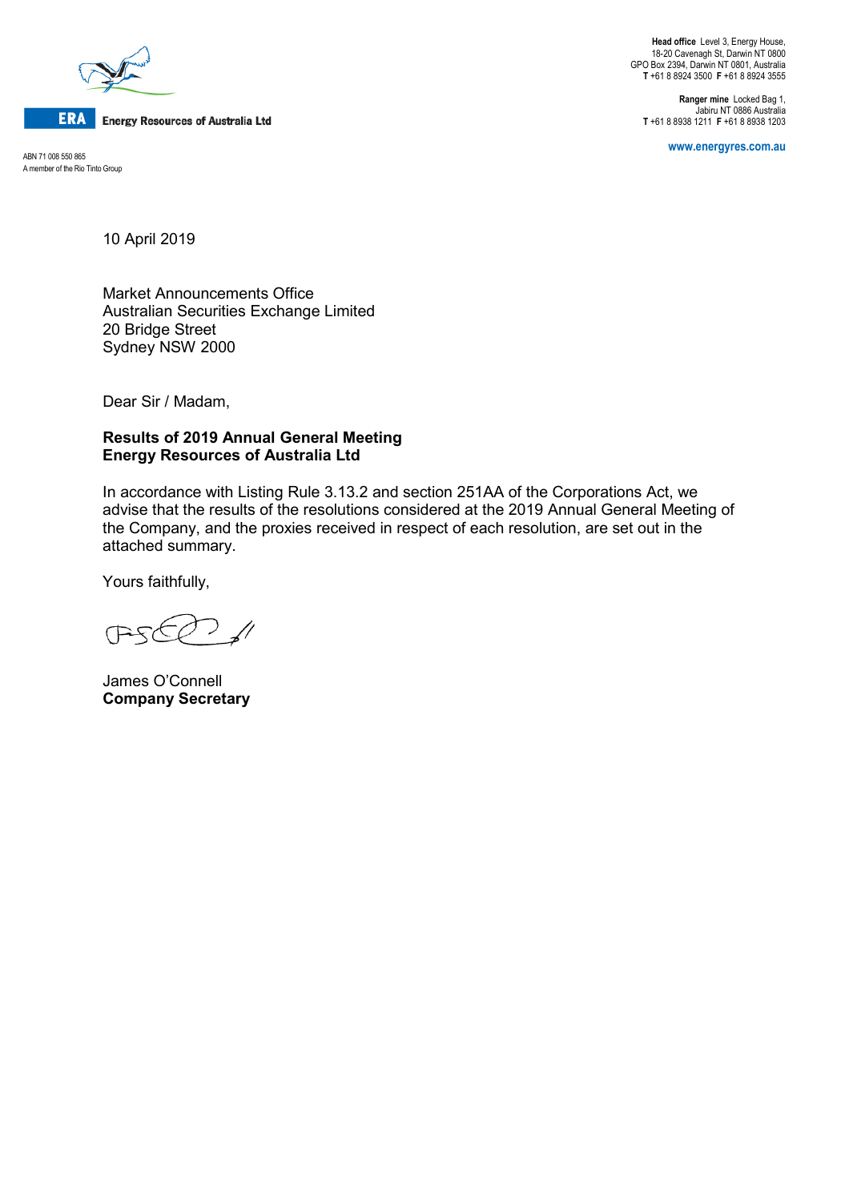ERA **Energy Resources of Australia Ltd**

ABN 71 008 550 865
A member of the Rio Tinto Group

**Head office** Level 3, Energy House,
18-20 Cavenagh St, Darwin NT 0800
GPO Box 2394, Darwin NT 0801, Australia
**T** +61 8 8924 3500 **F** +61 8 8924 3555

**Ranger mine** Locked Bag 1,
Jabiru NT 0886 Australia
**T** +61 8 8938 1211 **F** +61 8 8938 1203

**www.energyres.com.au**

10 April 2019

Market Announcements Office
Australian Securities Exchange Limited
20 Bridge Street
Sydney NSW 2000

Dear Sir / Madam,

**Results of 2019 Annual General Meeting**
**Energy Resources of Australia Ltd**

In accordance with Listing Rule 3.13.2 and section 251AA of the Corporations Act, we advise that the results of the resolutions considered at the 2019 Annual General Meeting of the Company, and the proxies received in respect of each resolution, are set out in the attached summary.

Yours faithfully,

James O'Connell
**Company Secretary**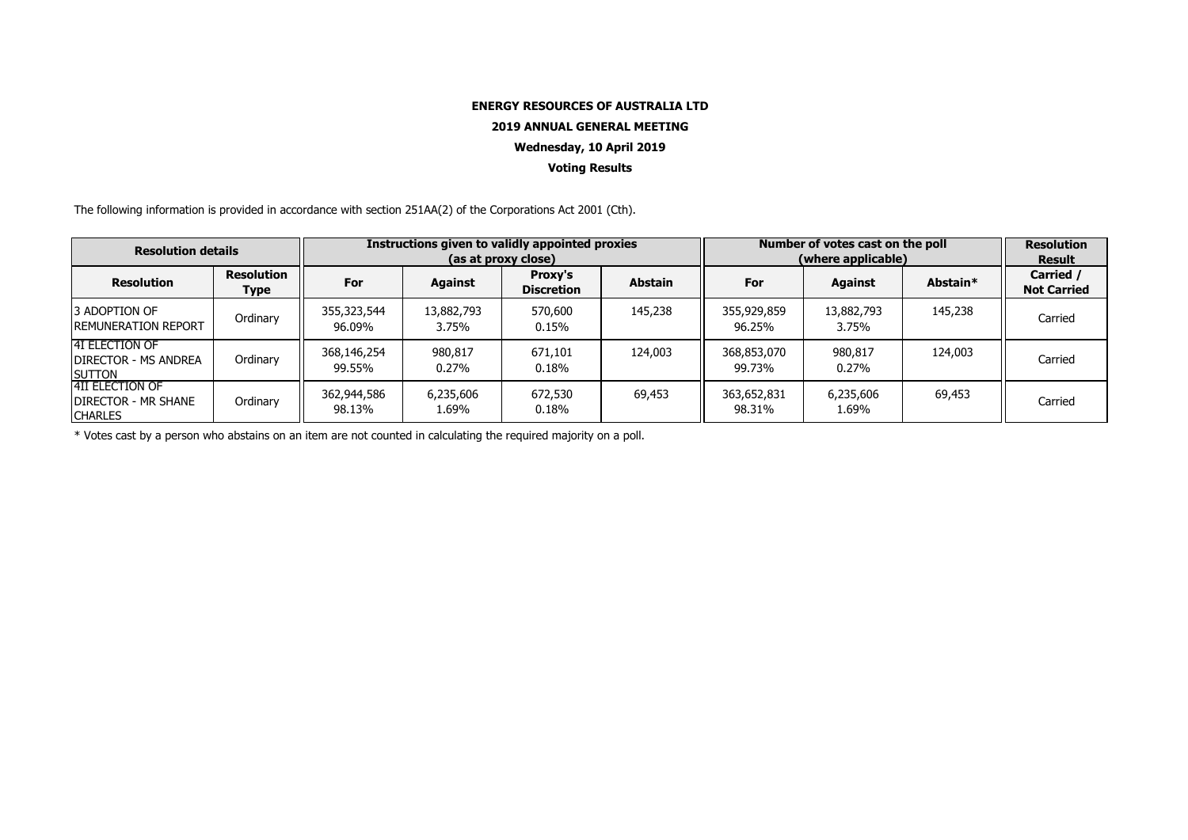**ENERGY RESOURCES OF AUSTRALIA LTD**

**2019 ANNUAL GENERAL MEETING**

**Wednesday, 10 April 2019**

**Voting Results**

The following information is provided in accordance with section 251AA(2) of the Corporations Act 2001 (Cth).

| Resolution details | | Instructions given to validly appointed proxies (as at proxy close) | | | | Number of votes cast on the poll (where applicable) | | | Resolution Result |
|---|---|---|---|---|---|---|---|---|---|
| **Resolution** | **Resolution Type** | **For** | **Against** | **Proxy's Discretion** | **Abstain** | **For** | **Against** | **Abstain*** | **Carried / Not Carried** |
| 3 ADOPTION OF REMUNERATION REPORT | Ordinary | 355,323,544 96.09% | 13,882,793 3.75% | 570,600 0.15% | 145,238 | 355,929,859 96.25% | 13,882,793 3.75% | 145,238 | Carried |
| 4I ELECTION OF DIRECTOR - MS ANDREA SUTTON | Ordinary | 368,146,254 99.55% | 980,817 0.27% | 671,101 0.18% | 124,003 | 368,853,070 99.73% | 980,817 0.27% | 124,003 | Carried |
| 4II ELECTION OF DIRECTOR - MR SHANE CHARLES | Ordinary | 362,944,586 98.13% | 6,235,606 1.69% | 672,530 0.18% | 69,453 | 363,652,831 98.31% | 6,235,606 1.69% | 69,453 | Carried |

* Votes cast by a person who abstains on an item are not counted in calculating the required majority on a poll.